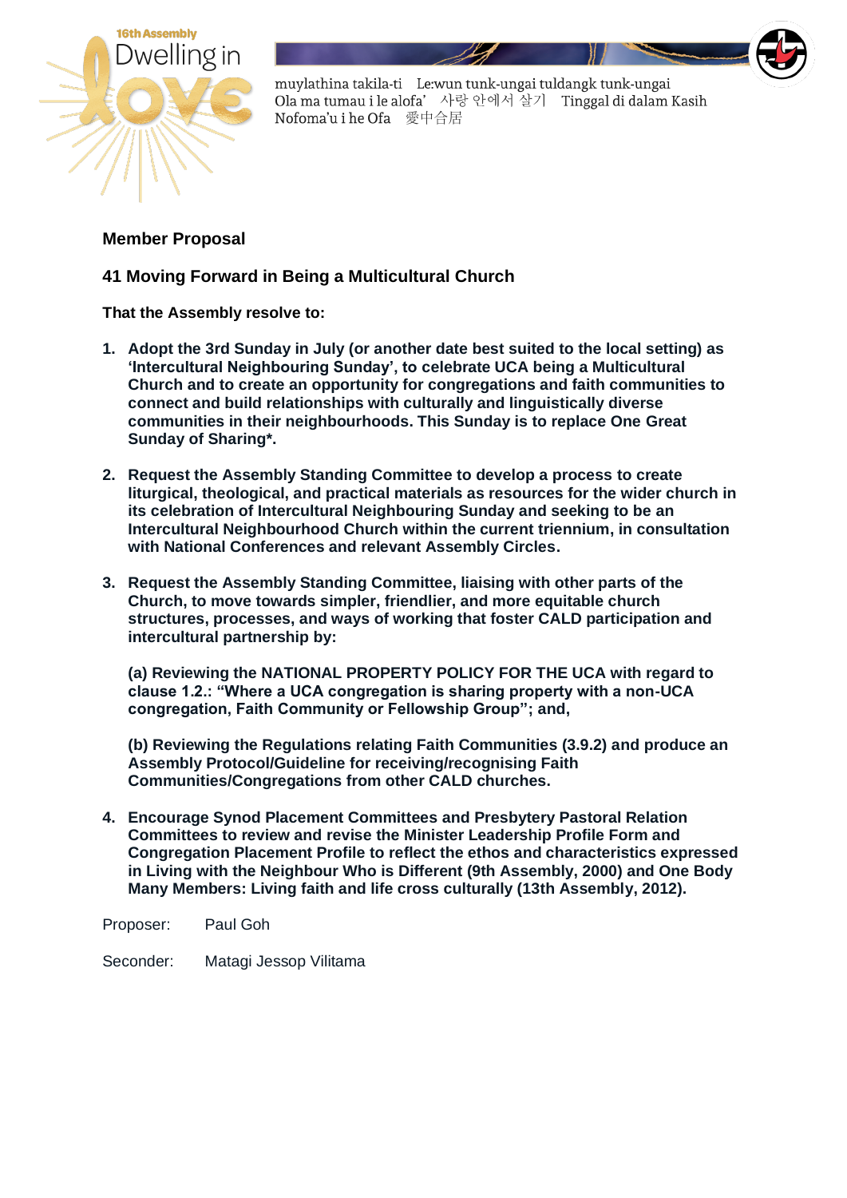16th Assembly Dwelling in Love

muylathina takila-ti  Le:wun tunk-ungai tuldangk tunk-ungai
Ola ma tumau i le alofa'  사랑 안에서 살기  Tinggal di dalam Kasih
Nofoma'u i he Ofa  愛中合居

## Member Proposal

## 41 Moving Forward in Being a Multicultural Church

**That the Assembly resolve to:**

1. **Adopt the 3rd Sunday in July (or another date best suited to the local setting) as 'Intercultural Neighbouring Sunday', to celebrate UCA being a Multicultural Church and to create an opportunity for congregations and faith communities to connect and build relationships with culturally and linguistically diverse communities in their neighbourhoods. This Sunday is to replace One Great Sunday of Sharing*.**

2. **Request the Assembly Standing Committee to develop a process to create liturgical, theological, and practical materials as resources for the wider church in its celebration of Intercultural Neighbouring Sunday and seeking to be an Intercultural Neighbourhood Church within the current triennium, in consultation with National Conferences and relevant Assembly Circles.**

3. **Request the Assembly Standing Committee, liaising with other parts of the Church, to move towards simpler, friendlier, and more equitable church structures, processes, and ways of working that foster CALD participation and intercultural partnership by:**

   **(a) Reviewing the NATIONAL PROPERTY POLICY FOR THE UCA with regard to clause 1.2.: "Where a UCA congregation is sharing property with a non-UCA congregation, Faith Community or Fellowship Group"; and,**

   **(b) Reviewing the Regulations relating Faith Communities (3.9.2) and produce an Assembly Protocol/Guideline for receiving/recognising Faith Communities/Congregations from other CALD churches.**

4. **Encourage Synod Placement Committees and Presbytery Pastoral Relation Committees to review and revise the Minister Leadership Profile Form and Congregation Placement Profile to reflect the ethos and characteristics expressed in Living with the Neighbour Who is Different (9th Assembly, 2000) and One Body Many Members: Living faith and life cross culturally (13th Assembly, 2012).**

Proposer: Paul Goh

Seconder: Matagi Jessop Vilitama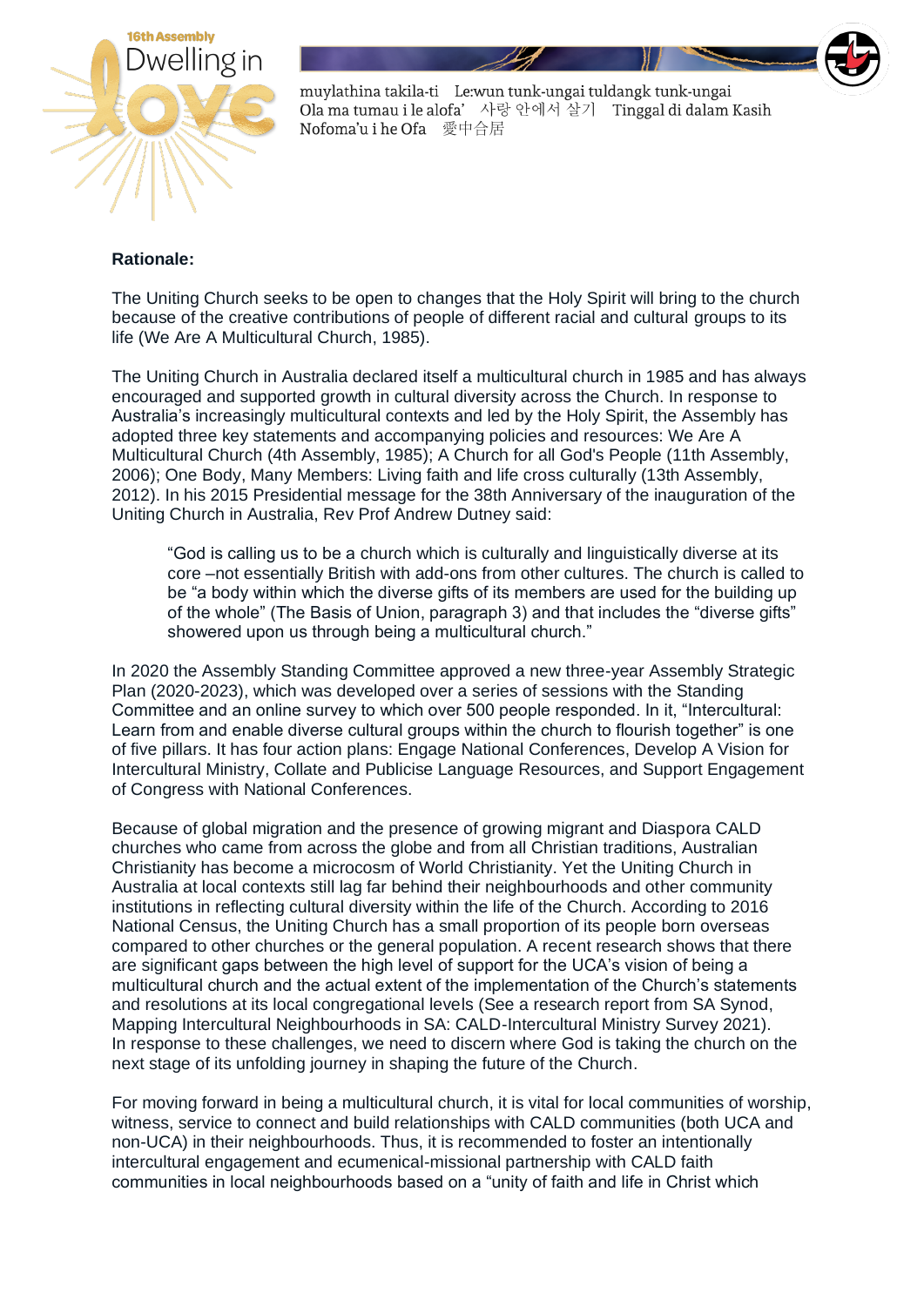**Rationale:**

The Uniting Church seeks to be open to changes that the Holy Spirit will bring to the church because of the creative contributions of people of different racial and cultural groups to its life (We Are A Multicultural Church, 1985).

The Uniting Church in Australia declared itself a multicultural church in 1985 and has always encouraged and supported growth in cultural diversity across the Church. In response to Australia's increasingly multicultural contexts and led by the Holy Spirit, the Assembly has adopted three key statements and accompanying policies and resources: We Are A Multicultural Church (4th Assembly, 1985); A Church for all God's People (11th Assembly, 2006); One Body, Many Members: Living faith and life cross culturally (13th Assembly, 2012). In his 2015 Presidential message for the 38th Anniversary of the inauguration of the Uniting Church in Australia, Rev Prof Andrew Dutney said:

> "God is calling us to be a church which is culturally and linguistically diverse at its core –not essentially British with add-ons from other cultures. The church is called to be "a body within which the diverse gifts of its members are used for the building up of the whole" (The Basis of Union, paragraph 3) and that includes the "diverse gifts" showered upon us through being a multicultural church."

In 2020 the Assembly Standing Committee approved a new three-year Assembly Strategic Plan (2020-2023), which was developed over a series of sessions with the Standing Committee and an online survey to which over 500 people responded. In it, "Intercultural: Learn from and enable diverse cultural groups within the church to flourish together" is one of five pillars. It has four action plans: Engage National Conferences, Develop A Vision for Intercultural Ministry, Collate and Publicise Language Resources, and Support Engagement of Congress with National Conferences.

Because of global migration and the presence of growing migrant and Diaspora CALD churches who came from across the globe and from all Christian traditions, Australian Christianity has become a microcosm of World Christianity. Yet the Uniting Church in Australia at local contexts still lag far behind their neighbourhoods and other community institutions in reflecting cultural diversity within the life of the Church. According to 2016 National Census, the Uniting Church has a small proportion of its people born overseas compared to other churches or the general population. A recent research shows that there are significant gaps between the high level of support for the UCA's vision of being a multicultural church and the actual extent of the implementation of the Church's statements and resolutions at its local congregational levels (See a research report from SA Synod, Mapping Intercultural Neighbourhoods in SA: CALD-Intercultural Ministry Survey 2021). In response to these challenges, we need to discern where God is taking the church on the next stage of its unfolding journey in shaping the future of the Church.

For moving forward in being a multicultural church, it is vital for local communities of worship, witness, service to connect and build relationships with CALD communities (both UCA and non-UCA) in their neighbourhoods. Thus, it is recommended to foster an intentionally intercultural engagement and ecumenical-missional partnership with CALD faith communities in local neighbourhoods based on a "unity of faith and life in Christ which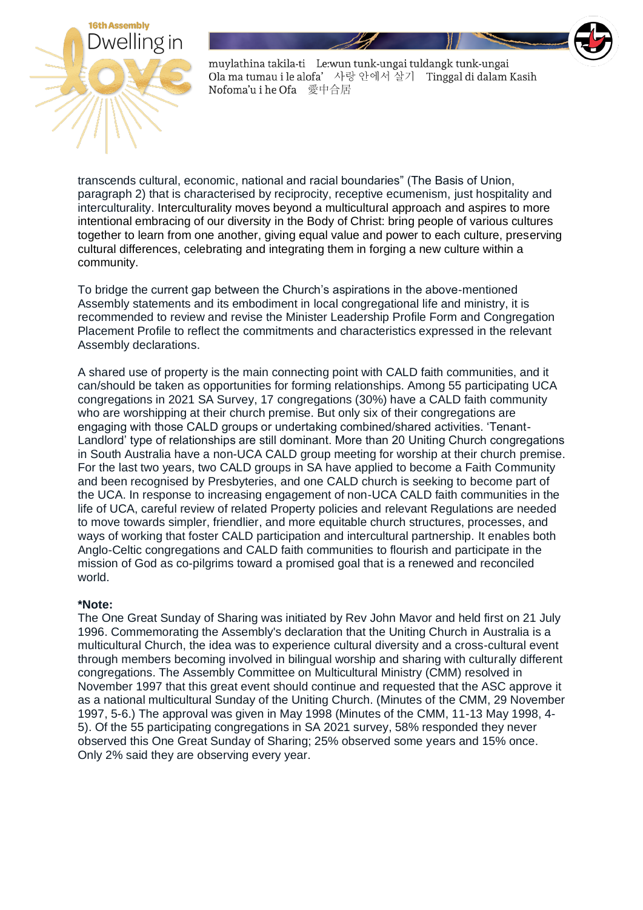transcends cultural, economic, national and racial boundaries" (The Basis of Union, paragraph 2) that is characterised by reciprocity, receptive ecumenism, just hospitality and interculturality. Interculturality moves beyond a multicultural approach and aspires to more intentional embracing of our diversity in the Body of Christ: bring people of various cultures together to learn from one another, giving equal value and power to each culture, preserving cultural differences, celebrating and integrating them in forging a new culture within a community.

To bridge the current gap between the Church's aspirations in the above-mentioned Assembly statements and its embodiment in local congregational life and ministry, it is recommended to review and revise the Minister Leadership Profile Form and Congregation Placement Profile to reflect the commitments and characteristics expressed in the relevant Assembly declarations.

A shared use of property is the main connecting point with CALD faith communities, and it can/should be taken as opportunities for forming relationships. Among 55 participating UCA congregations in 2021 SA Survey, 17 congregations (30%) have a CALD faith community who are worshipping at their church premise. But only six of their congregations are engaging with those CALD groups or undertaking combined/shared activities. 'Tenant-Landlord' type of relationships are still dominant. More than 20 Uniting Church congregations in South Australia have a non-UCA CALD group meeting for worship at their church premise. For the last two years, two CALD groups in SA have applied to become a Faith Community and been recognised by Presbyteries, and one CALD church is seeking to become part of the UCA. In response to increasing engagement of non-UCA CALD faith communities in the life of UCA, careful review of related Property policies and relevant Regulations are needed to move towards simpler, friendlier, and more equitable church structures, processes, and ways of working that foster CALD participation and intercultural partnership. It enables both Anglo-Celtic congregations and CALD faith communities to flourish and participate in the mission of God as co-pilgrims toward a promised goal that is a renewed and reconciled world.

**\*Note:**
The One Great Sunday of Sharing was initiated by Rev John Mavor and held first on 21 July 1996. Commemorating the Assembly's declaration that the Uniting Church in Australia is a multicultural Church, the idea was to experience cultural diversity and a cross-cultural event through members becoming involved in bilingual worship and sharing with culturally different congregations. The Assembly Committee on Multicultural Ministry (CMM) resolved in November 1997 that this great event should continue and requested that the ASC approve it as a national multicultural Sunday of the Uniting Church. (Minutes of the CMM, 29 November 1997, 5-6.) The approval was given in May 1998 (Minutes of the CMM, 11-13 May 1998, 4-5). Of the 55 participating congregations in SA 2021 survey, 58% responded they never observed this One Great Sunday of Sharing; 25% observed some years and 15% once. Only 2% said they are observing every year.